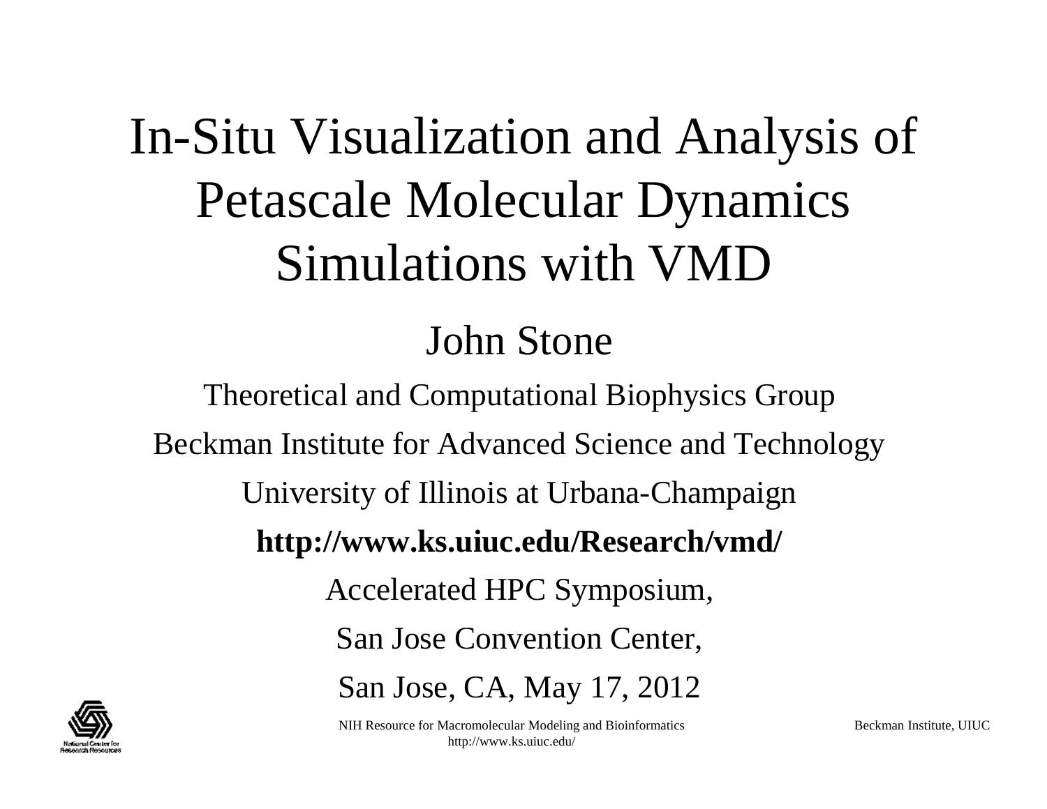# In-Situ Visualization and Analysis of Petascale Molecular Dynamics Simulations with VMD

## John Stone

Theoretical and Computational Biophysics Group

Beckman Institute for Advanced Science and Technology

University of Illinois at Urbana-Champaign

**http://www.ks.uiuc.edu/Research/vmd/**

Accelerated HPC Symposium,

San Jose Convention Center,

San Jose, CA, May 17, 2012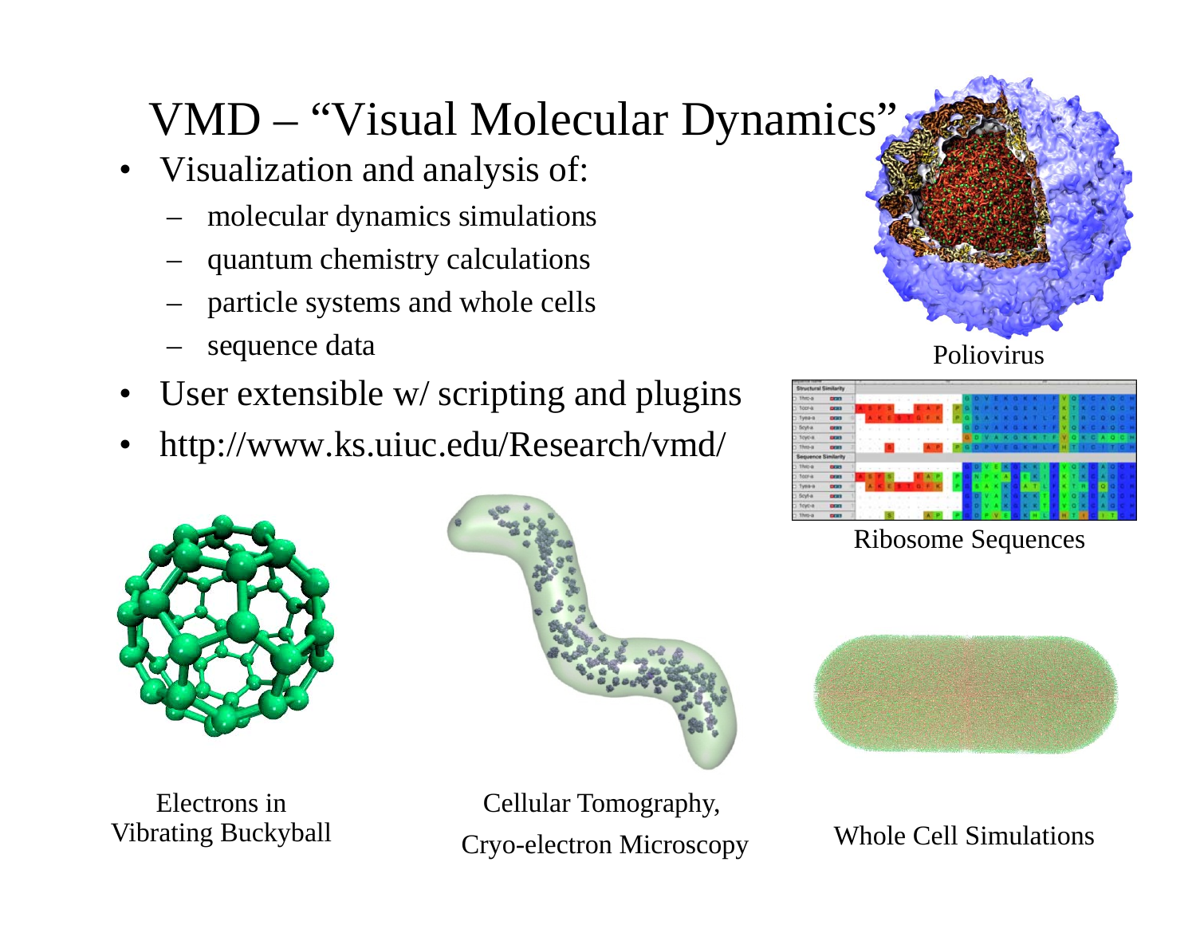# VMD – "Visual Molecular Dynamics"

- Visualization and analysis of:
  - molecular dynamics simulations
  - quantum chemistry calculations
  - particle systems and whole cells
  - sequence data
- User extensible w/ scripting and plugins
- http://www.ks.uiuc.edu/Research/vmd/

Poliovirus

Ribosome Sequences

Electrons in Vibrating Buckyball

Cellular Tomography, Cryo-electron Microscopy

Whole Cell Simulations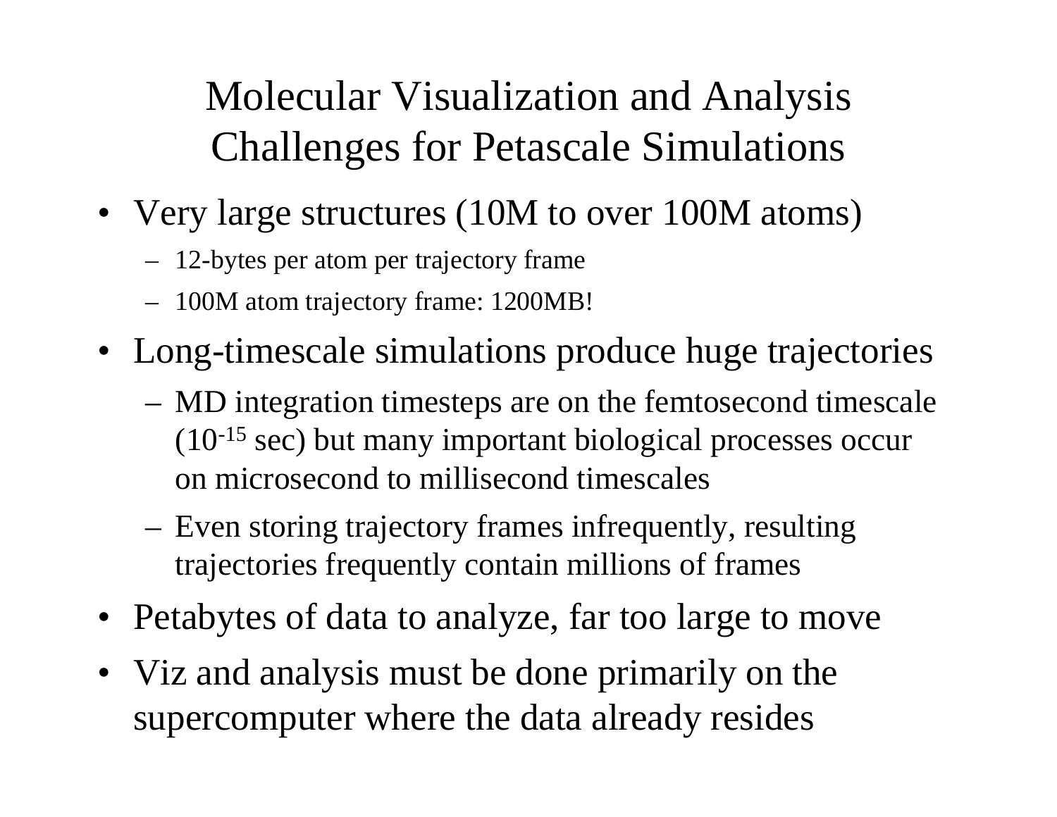# Molecular Visualization and Analysis Challenges for Petascale Simulations

- Very large structures (10M to over 100M atoms)
  - 12-bytes per atom per trajectory frame
  - 100M atom trajectory frame: 1200MB!
- Long-timescale simulations produce huge trajectories
  - MD integration timesteps are on the femtosecond timescale ($10^{-15}$ sec) but many important biological processes occur on microsecond to millisecond timescales
  - Even storing trajectory frames infrequently, resulting trajectories frequently contain millions of frames
- Petabytes of data to analyze, far too large to move
- Viz and analysis must be done primarily on the supercomputer where the data already resides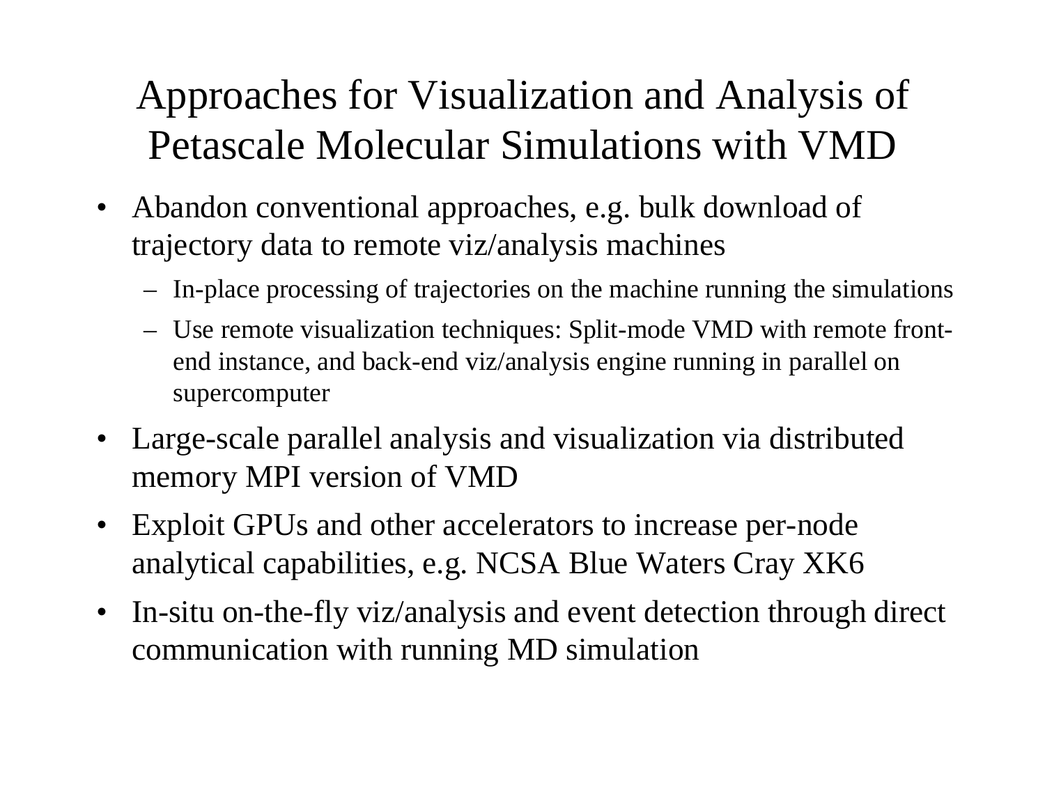# Approaches for Visualization and Analysis of Petascale Molecular Simulations with VMD

- Abandon conventional approaches, e.g. bulk download of trajectory data to remote viz/analysis machines
  - In-place processing of trajectories on the machine running the simulations
  - Use remote visualization techniques: Split-mode VMD with remote front-end instance, and back-end viz/analysis engine running in parallel on supercomputer
- Large-scale parallel analysis and visualization via distributed memory MPI version of VMD
- Exploit GPUs and other accelerators to increase per-node analytical capabilities, e.g. NCSA Blue Waters Cray XK6
- In-situ on-the-fly viz/analysis and event detection through direct communication with running MD simulation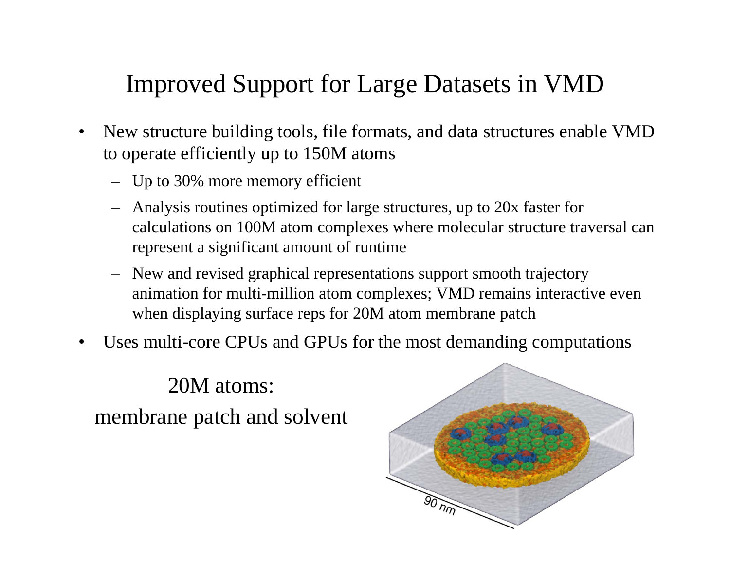# Improved Support for Large Datasets in VMD

- New structure building tools, file formats, and data structures enable VMD to operate efficiently up to 150M atoms
  - Up to 30% more memory efficient
  - Analysis routines optimized for large structures, up to 20x faster for calculations on 100M atom complexes where molecular structure traversal can represent a significant amount of runtime
  - New and revised graphical representations support smooth trajectory animation for multi-million atom complexes; VMD remains interactive even when displaying surface reps for 20M atom membrane patch
- Uses multi-core CPUs and GPUs for the most demanding computations

20M atoms:
membrane patch and solvent

90 nm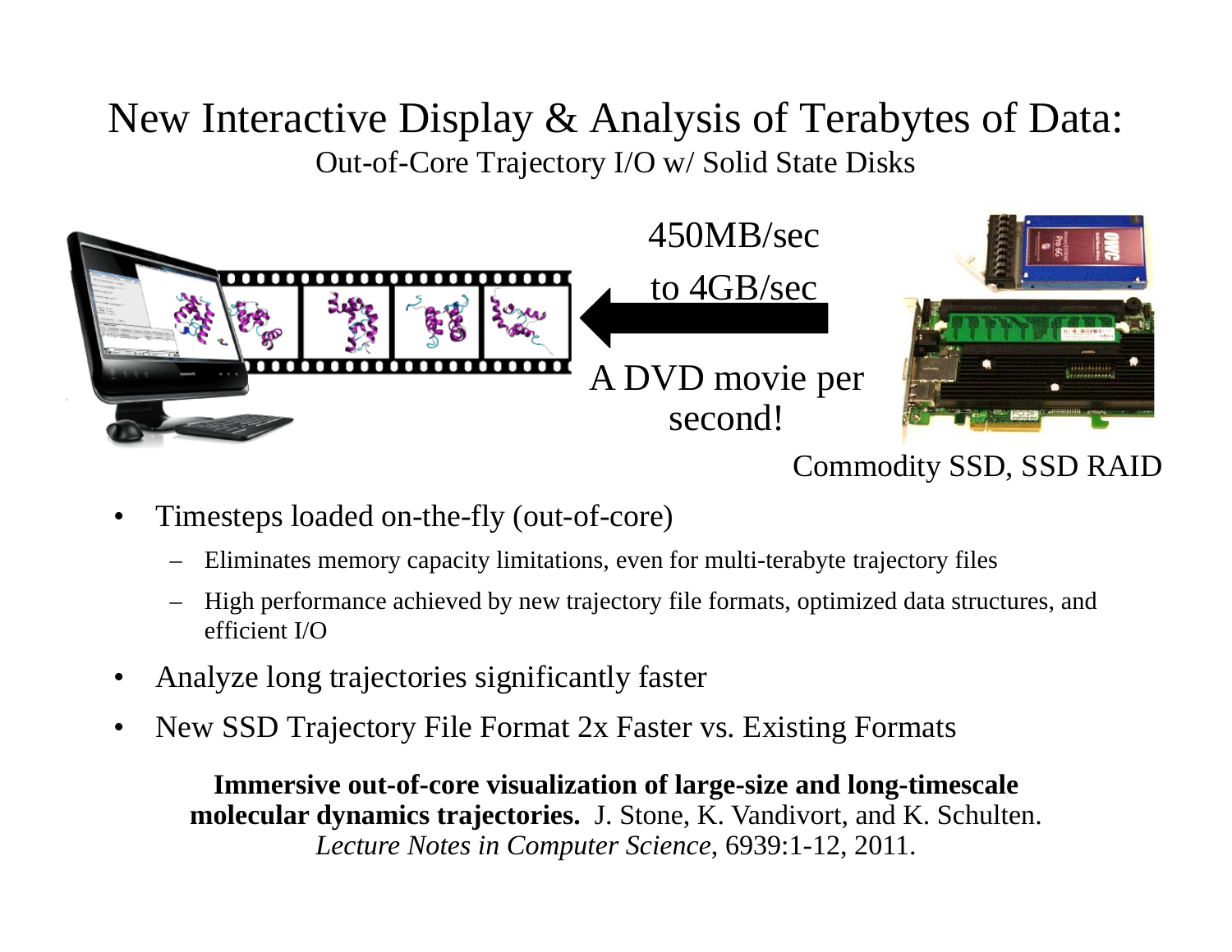# New Interactive Display & Analysis of Terabytes of Data:

## Out-of-Core Trajectory I/O w/ Solid State Disks

450MB/sec

to 4GB/sec

A DVD movie per second!

Commodity SSD, SSD RAID

- Timesteps loaded on-the-fly (out-of-core)
  - Eliminates memory capacity limitations, even for multi-terabyte trajectory files
  - High performance achieved by new trajectory file formats, optimized data structures, and efficient I/O
- Analyze long trajectories significantly faster
- New SSD Trajectory File Format 2x Faster vs. Existing Formats

**Immersive out-of-core visualization of large-size and long-timescale molecular dynamics trajectories.** J. Stone, K. Vandivort, and K. Schulten. *Lecture Notes in Computer Science*, 6939:1-12, 2011.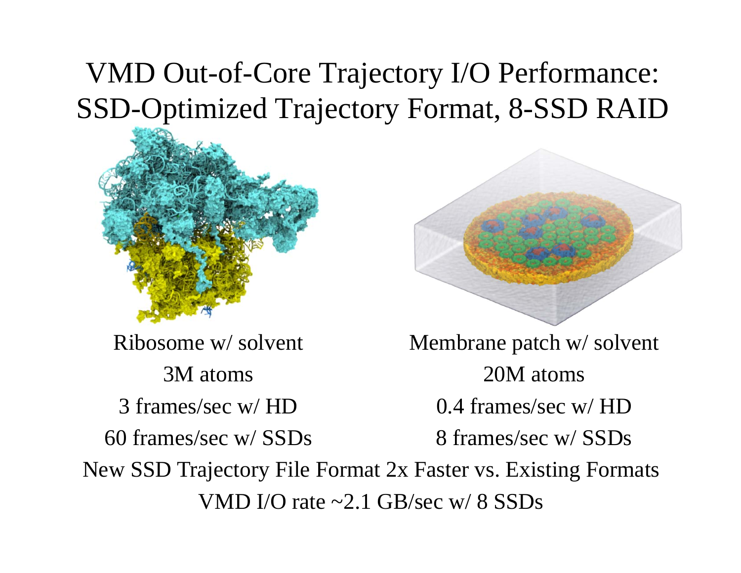# VMD Out-of-Core Trajectory I/O Performance: SSD-Optimized Trajectory Format, 8-SSD RAID

| Ribosome w/ solvent | Membrane patch w/ solvent |
| --- | --- |
| 3M atoms | 20M atoms |
| 3 frames/sec w/ HD | 0.4 frames/sec w/ HD |
| 60 frames/sec w/ SSDs | 8 frames/sec w/ SSDs |

New SSD Trajectory File Format 2x Faster vs. Existing Formats

VMD I/O rate ~2.1 GB/sec w/ 8 SSDs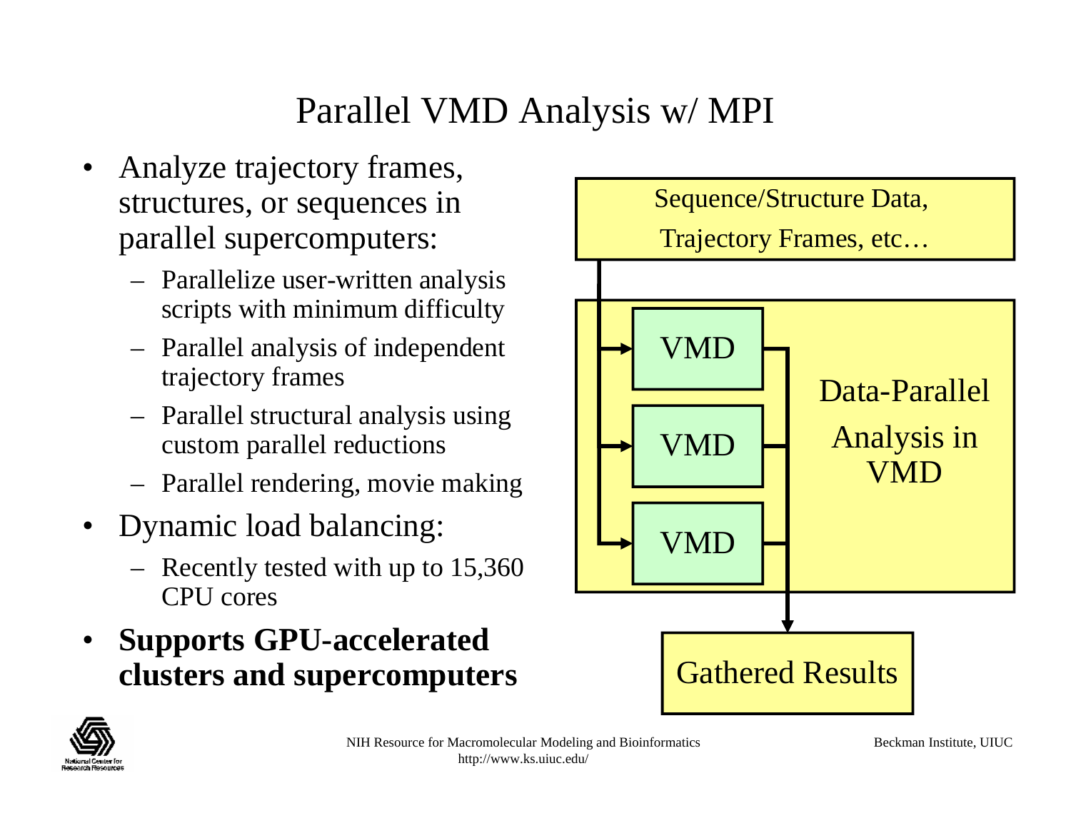# Parallel VMD Analysis w/ MPI

- Analyze trajectory frames, structures, or sequences in parallel supercomputers:
  - Parallelize user-written analysis scripts with minimum difficulty
  - Parallel analysis of independent trajectory frames
  - Parallel structural analysis using custom parallel reductions
  - Parallel rendering, movie making
- Dynamic load balancing:
  - Recently tested with up to 15,360 CPU cores
- **Supports GPU-accelerated clusters and supercomputers**

Sequence/Structure Data, Trajectory Frames, etc…

VMD

VMD

VMD

Data-Parallel Analysis in VMD

Gathered Results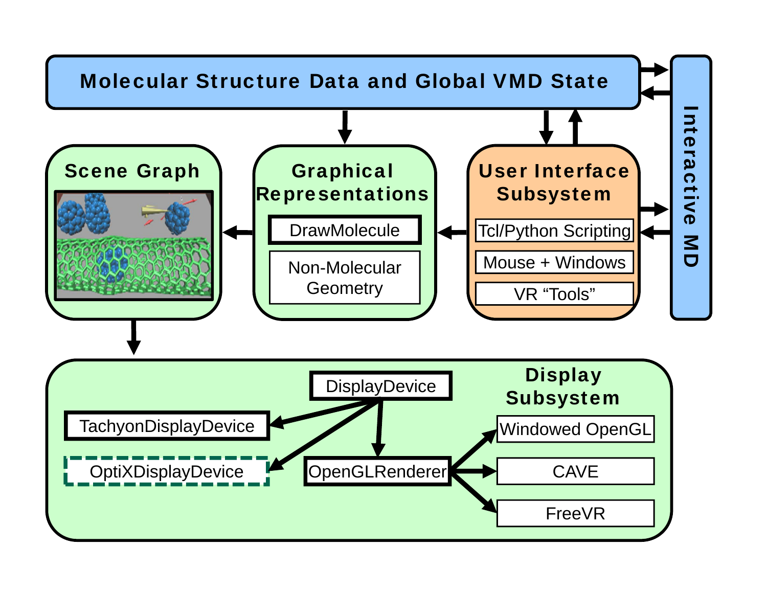**Molecular Structure Data and Global VMD State**

**Interactive MD**

**Scene Graph**

**Graphical Representations**
- DrawMolecule
- Non-Molecular Geometry

**User Interface Subsystem**
- Tcl/Python Scripting
- Mouse + Windows
- VR “Tools”

**Display Subsystem**
- DisplayDevice
  - TachyonDisplayDevice
  - OptiXDisplayDevice
  - OpenGLRenderer
    - Windowed OpenGL
    - CAVE
    - FreeVR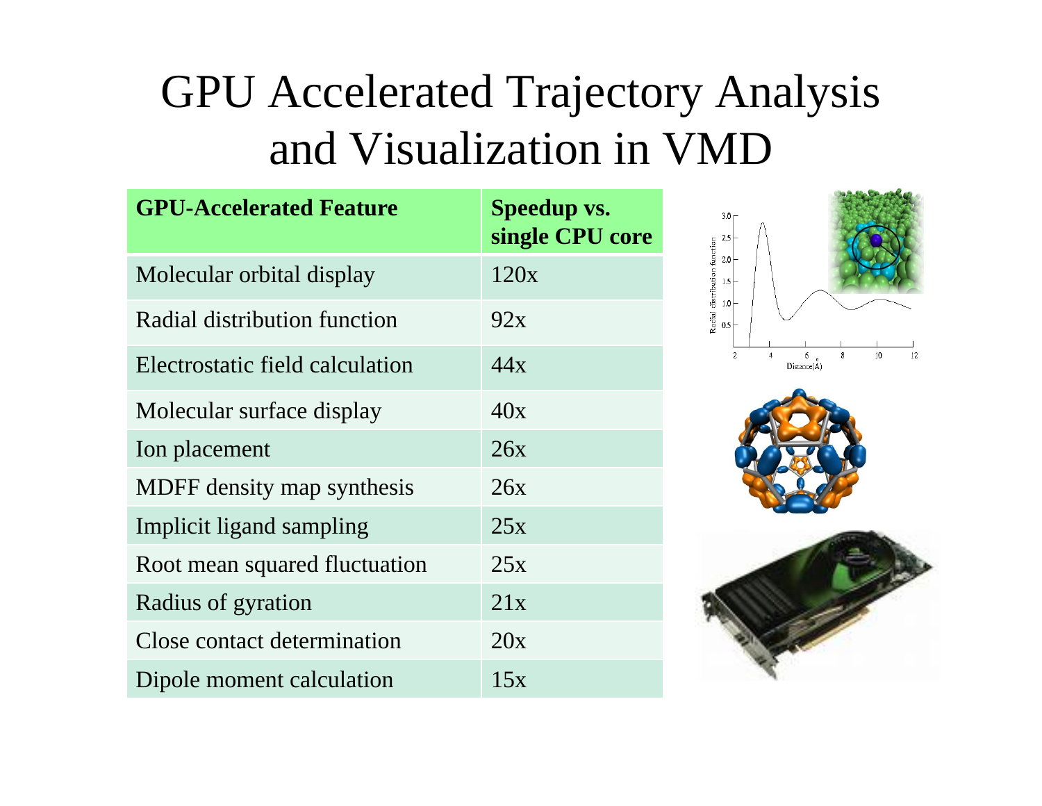# GPU Accelerated Trajectory Analysis and Visualization in VMD

| GPU-Accelerated Feature | Speedup vs. single CPU core |
|---|---|
| Molecular orbital display | 120x |
| Radial distribution function | 92x |
| Electrostatic field calculation | 44x |
| Molecular surface display | 40x |
| Ion placement | 26x |
| MDFF density map synthesis | 26x |
| Implicit ligand sampling | 25x |
| Root mean squared fluctuation | 25x |
| Radius of gyration | 21x |
| Close contact determination | 20x |
| Dipole moment calculation | 15x |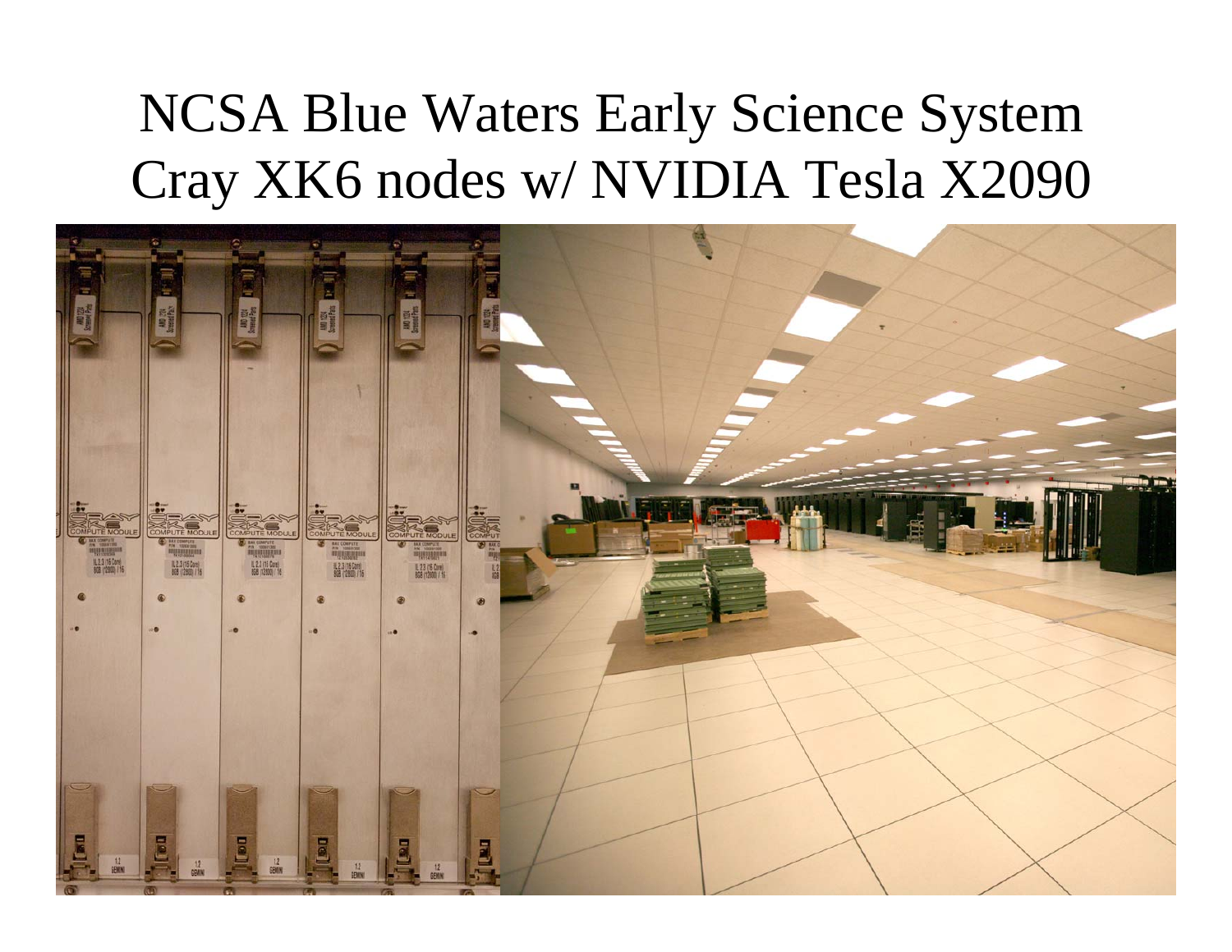# NCSA Blue Waters Early Science System Cray XK6 nodes w/ NVIDIA Tesla X2090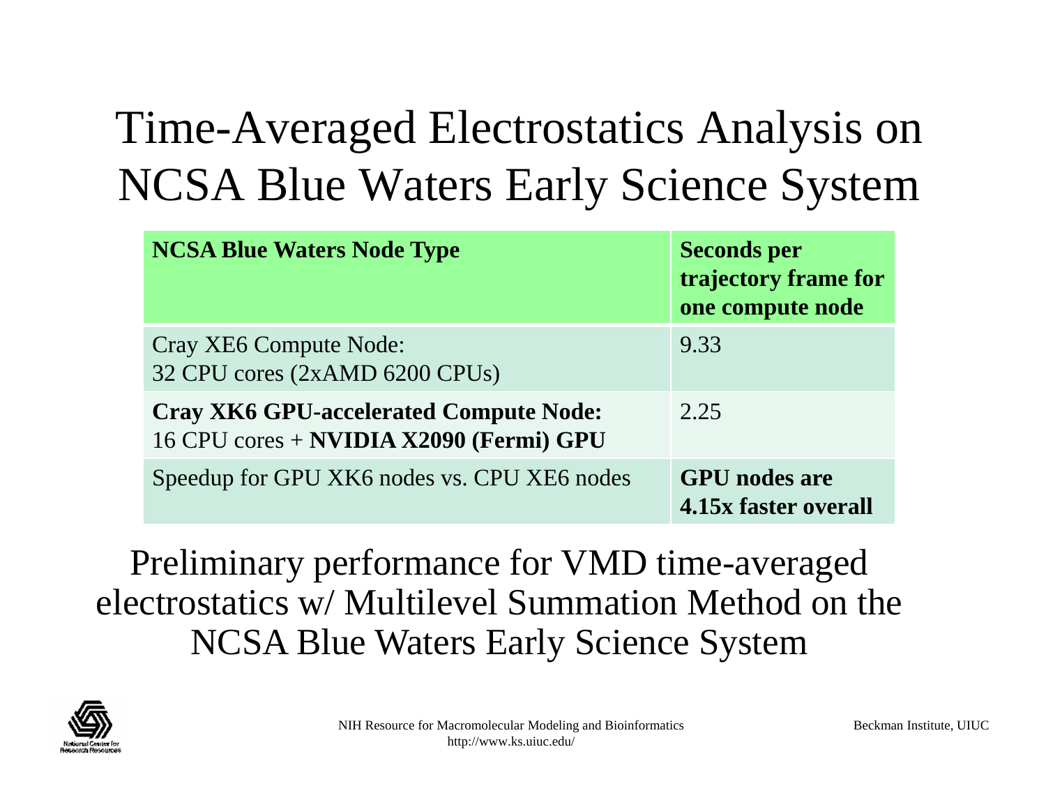# Time-Averaged Electrostatics Analysis on NCSA Blue Waters Early Science System

| **NCSA Blue Waters Node Type** | **Seconds per trajectory frame for one compute node** |
|---|---|
| Cray XE6 Compute Node:<br>32 CPU cores (2xAMD 6200 CPUs) | 9.33 |
| **Cray XK6 GPU-accelerated Compute Node:**<br>16 CPU cores + **NVIDIA X2090 (Fermi) GPU** | 2.25 |
| Speedup for GPU XK6 nodes vs. CPU XE6 nodes | **GPU nodes are 4.15x faster overall** |

Preliminary performance for VMD time-averaged electrostatics w/ Multilevel Summation Method on the NCSA Blue Waters Early Science System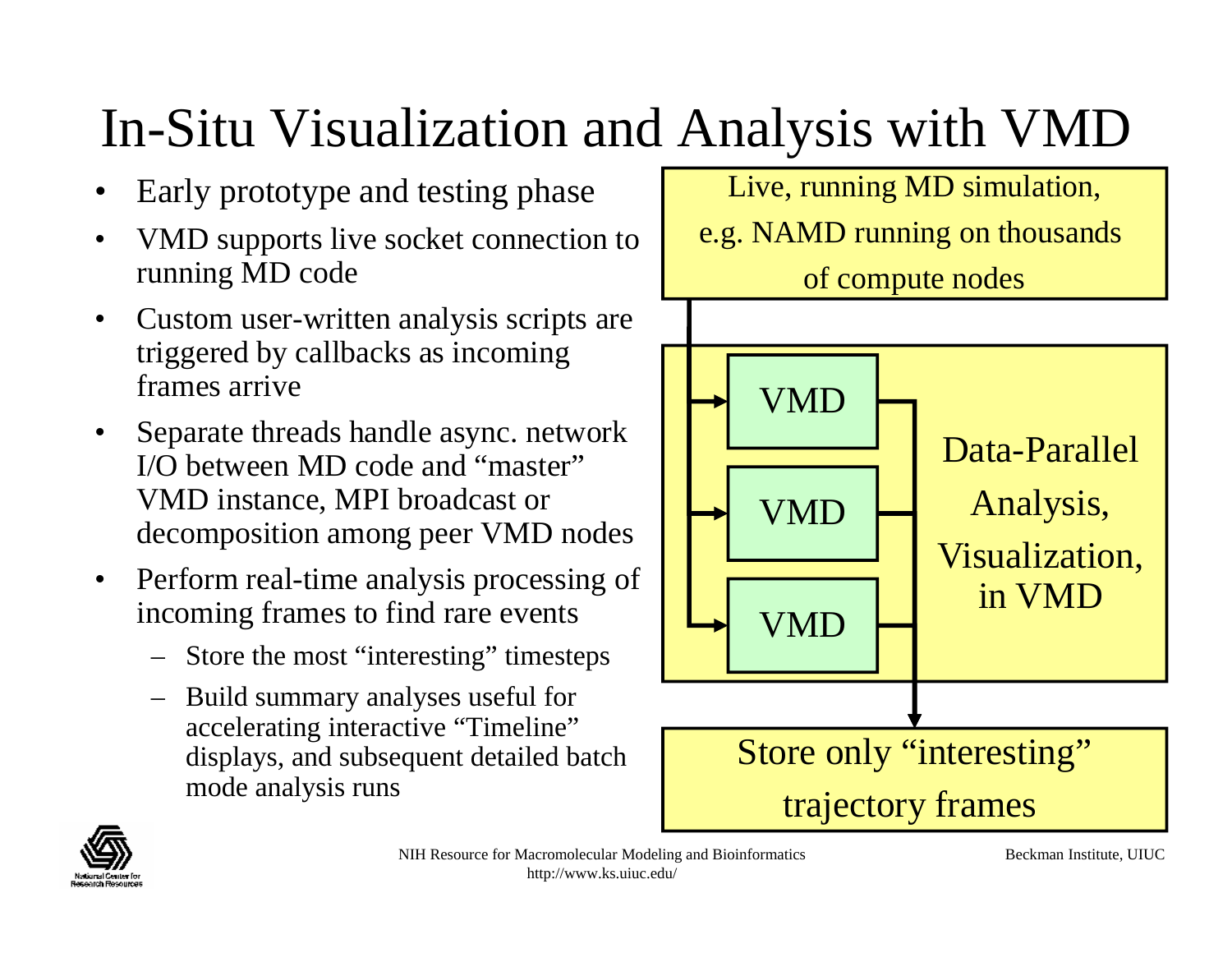# In-Situ Visualization and Analysis with VMD

- Early prototype and testing phase
- VMD supports live socket connection to running MD code
- Custom user-written analysis scripts are triggered by callbacks as incoming frames arrive
- Separate threads handle async. network I/O between MD code and "master" VMD instance, MPI broadcast or decomposition among peer VMD nodes
- Perform real-time analysis processing of incoming frames to find rare events
  - Store the most "interesting" timesteps
  - Build summary analyses useful for accelerating interactive "Timeline" displays, and subsequent detailed batch mode analysis runs

Live, running MD simulation, e.g. NAMD running on thousands of compute nodes

VMD

VMD

VMD

Data-Parallel Analysis, Visualization, in VMD

Store only "interesting" trajectory frames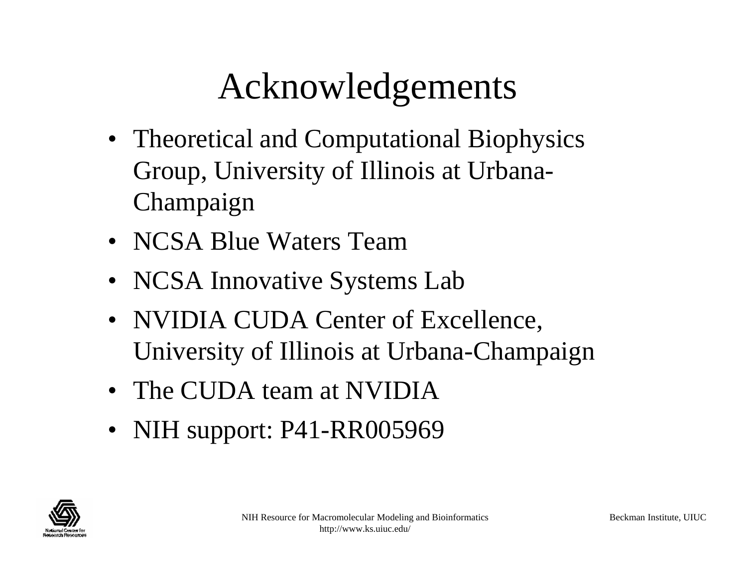# Acknowledgements

- Theoretical and Computational Biophysics Group, University of Illinois at Urbana-Champaign
- NCSA Blue Waters Team
- NCSA Innovative Systems Lab
- NVIDIA CUDA Center of Excellence, University of Illinois at Urbana-Champaign
- The CUDA team at NVIDIA
- NIH support: P41-RR005969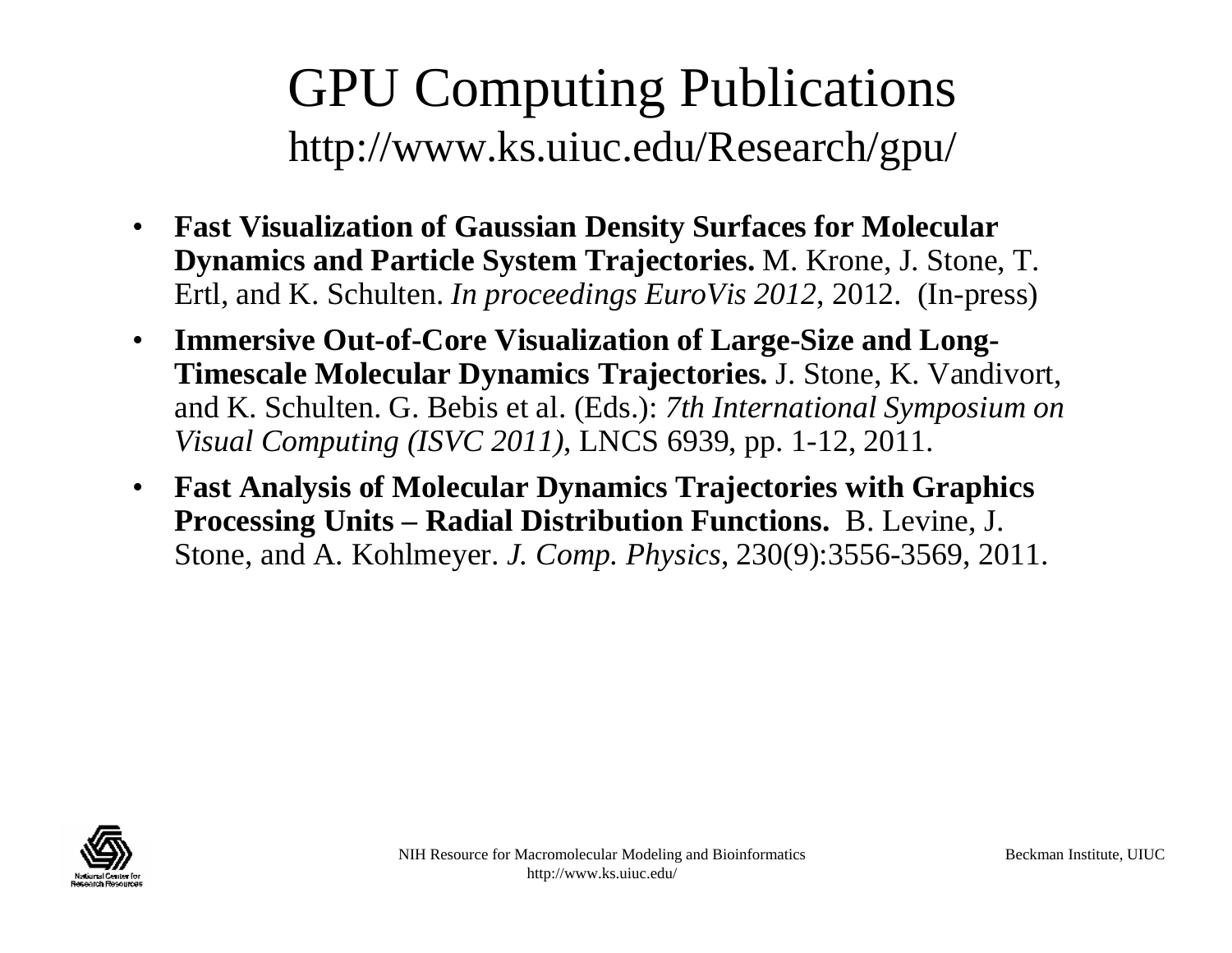# GPU Computing Publications

http://www.ks.uiuc.edu/Research/gpu/

- **Fast Visualization of Gaussian Density Surfaces for Molecular Dynamics and Particle System Trajectories.** M. Krone, J. Stone, T. Ertl, and K. Schulten. *In proceedings EuroVis 2012*, 2012. (In-press)
- **Immersive Out-of-Core Visualization of Large-Size and Long-Timescale Molecular Dynamics Trajectories.** J. Stone, K. Vandivort, and K. Schulten. G. Bebis et al. (Eds.): *7th International Symposium on Visual Computing (ISVC 2011)*, LNCS 6939, pp. 1-12, 2011.
- **Fast Analysis of Molecular Dynamics Trajectories with Graphics Processing Units – Radial Distribution Functions.** B. Levine, J. Stone, and A. Kohlmeyer. *J. Comp. Physics*, 230(9):3556-3569, 2011.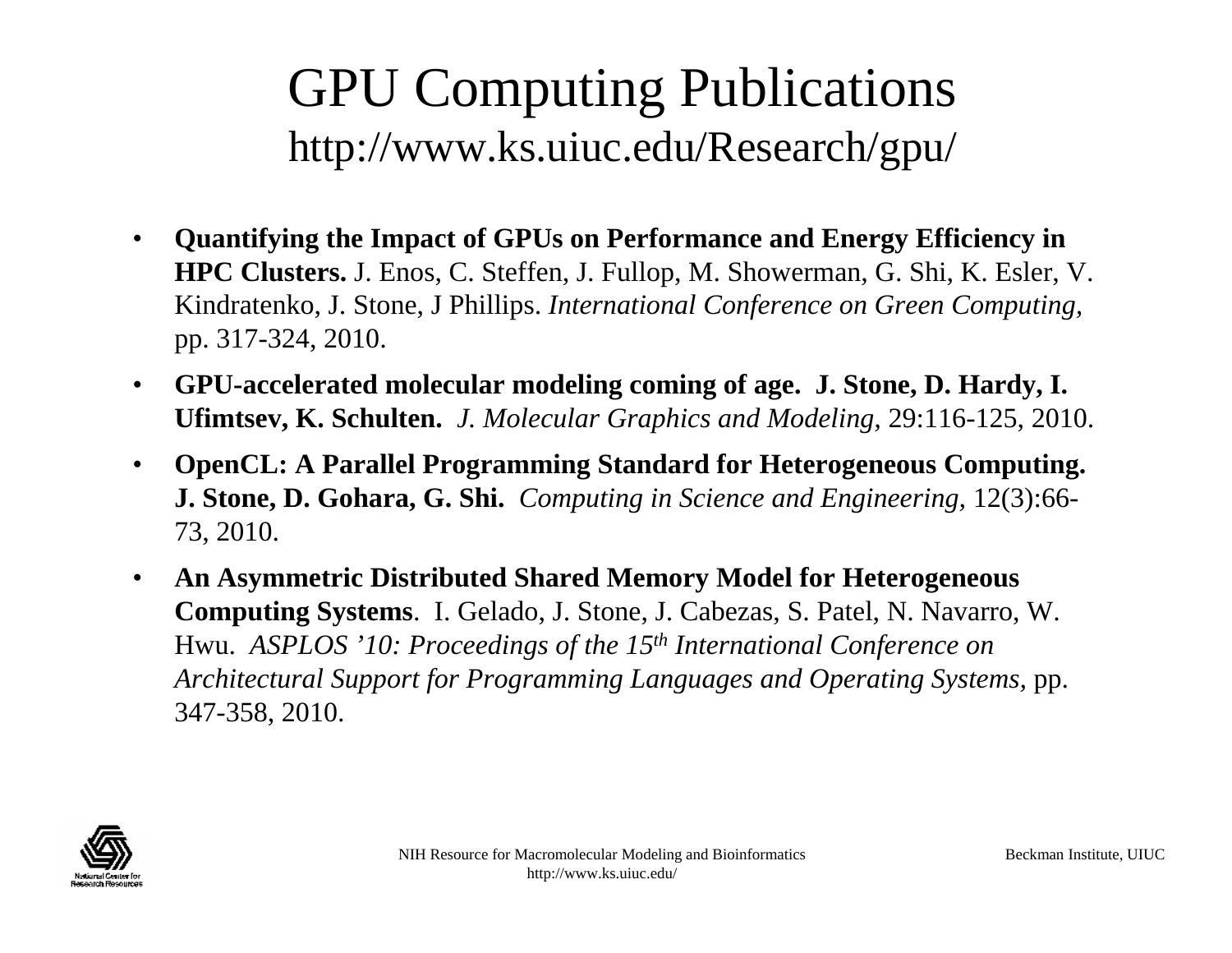# GPU Computing Publications
http://www.ks.uiuc.edu/Research/gpu/

- **Quantifying the Impact of GPUs on Performance and Energy Efficiency in HPC Clusters.** J. Enos, C. Steffen, J. Fullop, M. Showerman, G. Shi, K. Esler, V. Kindratenko, J. Stone, J Phillips. *International Conference on Green Computing,* pp. 317-324, 2010.
- **GPU-accelerated molecular modeling coming of age. J. Stone, D. Hardy, I. Ufimtsev, K. Schulten.** *J. Molecular Graphics and Modeling,* 29:116-125, 2010.
- **OpenCL: A Parallel Programming Standard for Heterogeneous Computing. J. Stone, D. Gohara, G. Shi.** *Computing in Science and Engineering,* 12(3):66-73, 2010.
- **An Asymmetric Distributed Shared Memory Model for Heterogeneous Computing Systems**. I. Gelado, J. Stone, J. Cabezas, S. Patel, N. Navarro, W. Hwu. *ASPLOS '10: Proceedings of the 15th International Conference on Architectural Support for Programming Languages and Operating Systems,* pp. 347-358, 2010.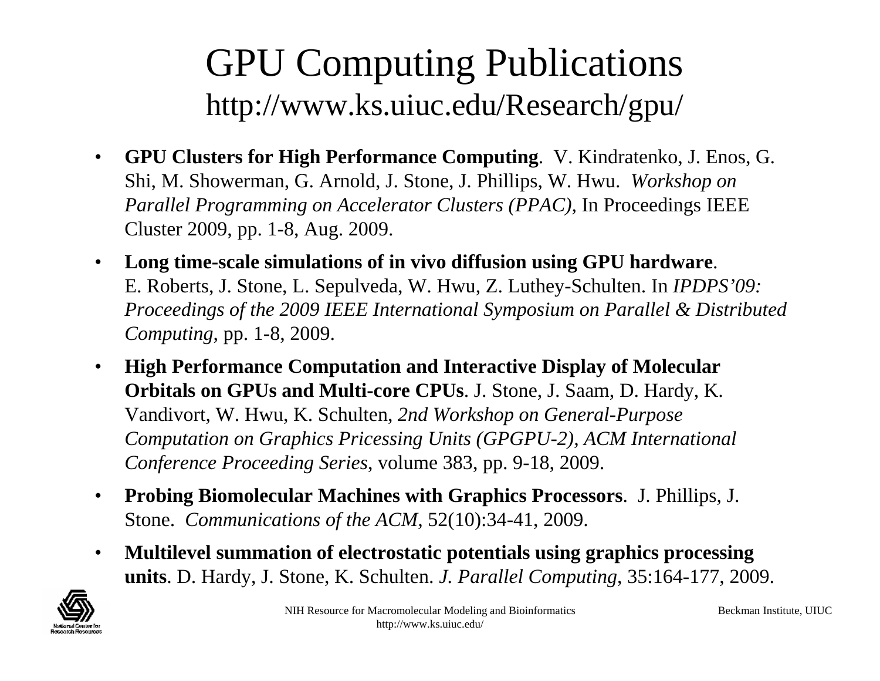# GPU Computing Publications

## http://www.ks.uiuc.edu/Research/gpu/

- **GPU Clusters for High Performance Computing**. V. Kindratenko, J. Enos, G. Shi, M. Showerman, G. Arnold, J. Stone, J. Phillips, W. Hwu. *Workshop on Parallel Programming on Accelerator Clusters (PPAC),* In Proceedings IEEE Cluster 2009, pp. 1-8, Aug. 2009.
- **Long time-scale simulations of in vivo diffusion using GPU hardware**. E. Roberts, J. Stone, L. Sepulveda, W. Hwu, Z. Luthey-Schulten. In *IPDPS'09: Proceedings of the 2009 IEEE International Symposium on Parallel & Distributed Computing*, pp. 1-8, 2009.
- **High Performance Computation and Interactive Display of Molecular Orbitals on GPUs and Multi-core CPUs**. J. Stone, J. Saam, D. Hardy, K. Vandivort, W. Hwu, K. Schulten, *2nd Workshop on General-Purpose Computation on Graphics Pricessing Units (GPGPU-2), ACM International Conference Proceeding Series*, volume 383, pp. 9-18, 2009.
- **Probing Biomolecular Machines with Graphics Processors**. J. Phillips, J. Stone. *Communications of the ACM*, 52(10):34-41, 2009.
- **Multilevel summation of electrostatic potentials using graphics processing units**. D. Hardy, J. Stone, K. Schulten. *J. Parallel Computing*, 35:164-177, 2009.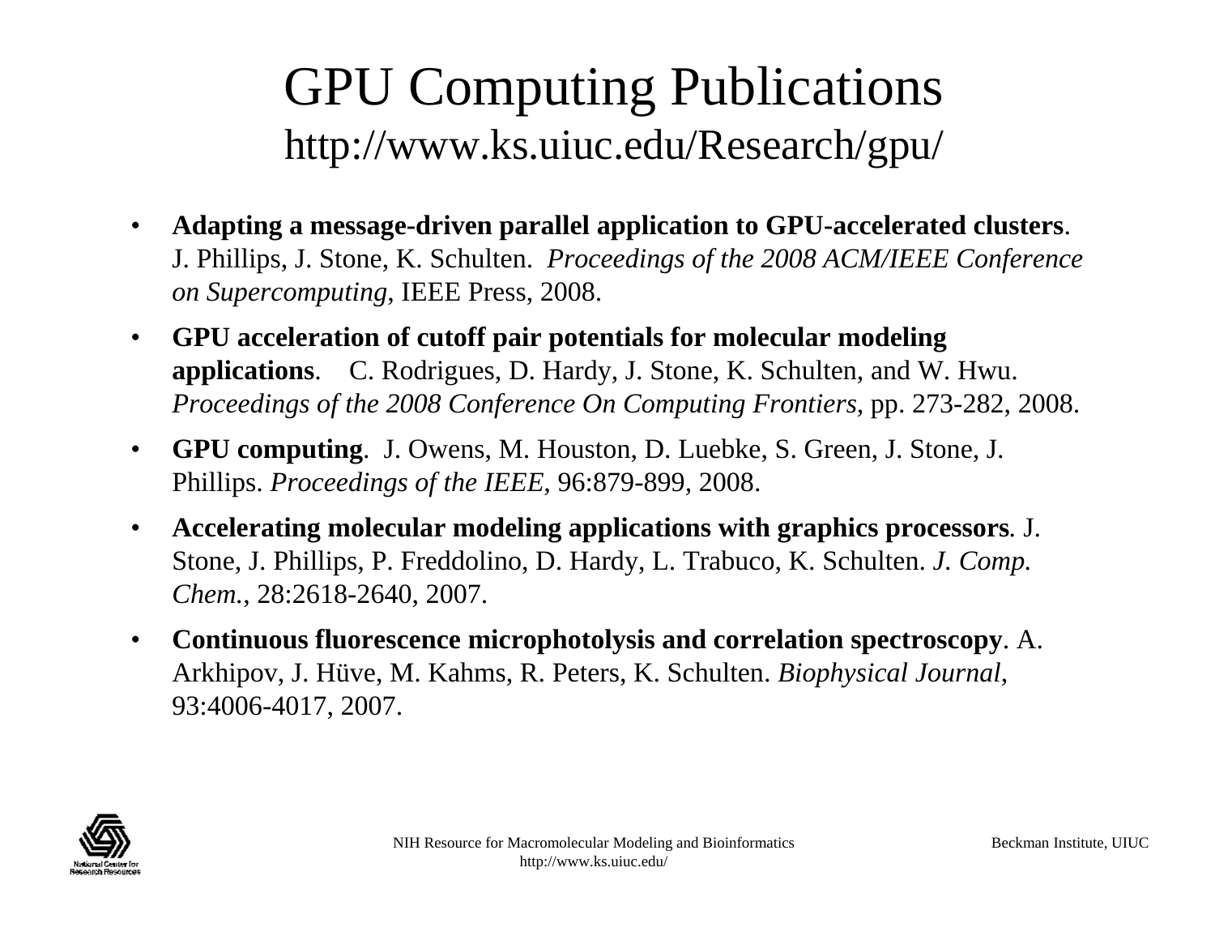# GPU Computing Publications

http://www.ks.uiuc.edu/Research/gpu/

- **Adapting a message-driven parallel application to GPU-accelerated clusters**. J. Phillips, J. Stone, K. Schulten. *Proceedings of the 2008 ACM/IEEE Conference on Supercomputing*, IEEE Press, 2008.
- **GPU acceleration of cutoff pair potentials for molecular modeling applications**. C. Rodrigues, D. Hardy, J. Stone, K. Schulten, and W. Hwu. *Proceedings of the 2008 Conference On Computing Frontiers*, pp. 273-282, 2008.
- **GPU computing**. J. Owens, M. Houston, D. Luebke, S. Green, J. Stone, J. Phillips. *Proceedings of the IEEE*, 96:879-899, 2008.
- **Accelerating molecular modeling applications with graphics processors**. J. Stone, J. Phillips, P. Freddolino, D. Hardy, L. Trabuco, K. Schulten. *J. Comp. Chem.*, 28:2618-2640, 2007.
- **Continuous fluorescence microphotolysis and correlation spectroscopy**. A. Arkhipov, J. Hüve, M. Kahms, R. Peters, K. Schulten. *Biophysical Journal*, 93:4006-4017, 2007.